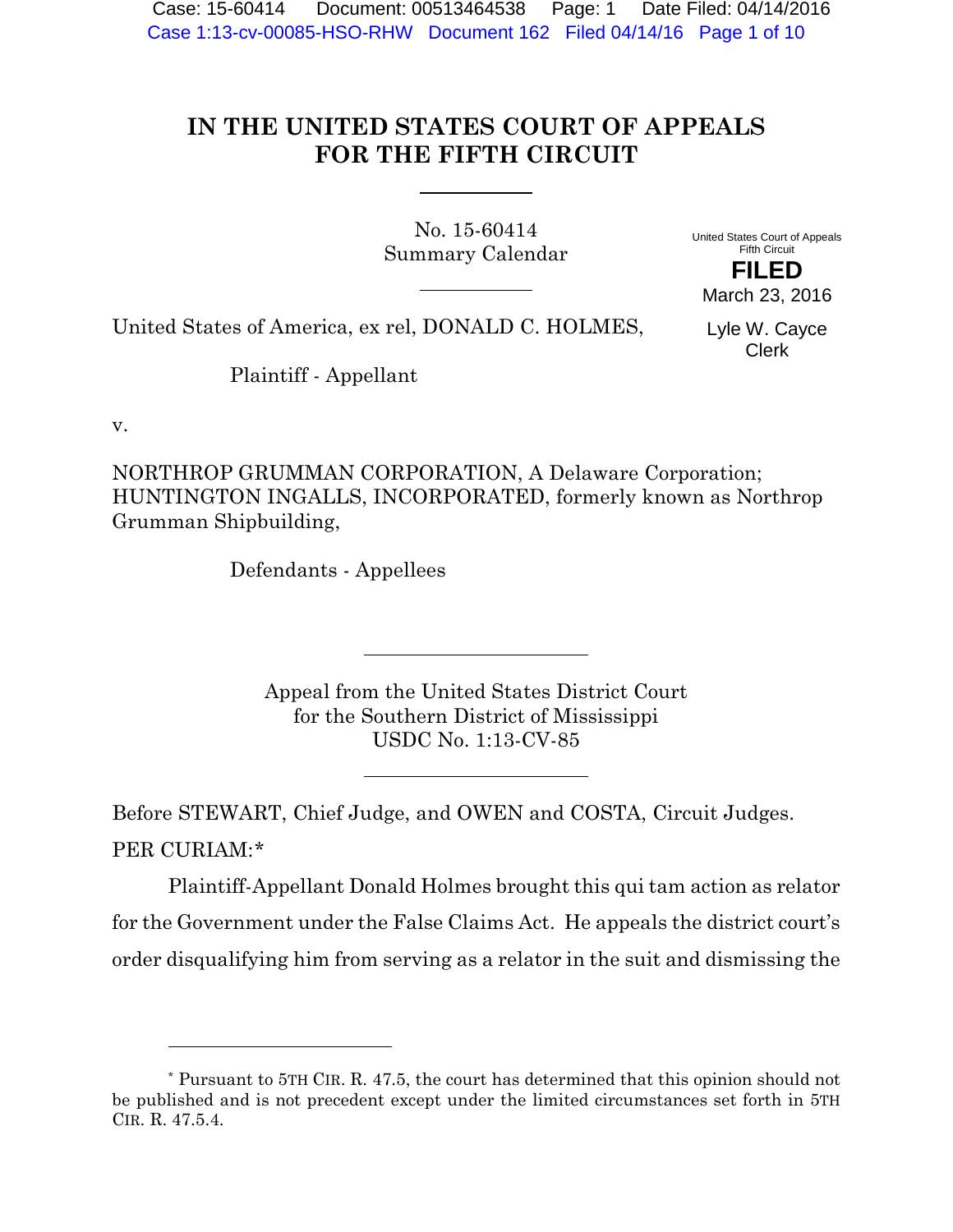# IN THE UNITED STATES COURT OF APPEALS FOR THE FIFTH CIRCUIT

No. 15-60414
Summary Calendar

United States Court of Appeals
Fifth Circuit

**FILED**

March 23, 2016

Lyle W. Cayce
Clerk

United States of America, ex rel, DONALD C. HOLMES,

Plaintiff - Appellant

v.

NORTHROP GRUMMAN CORPORATION, A Delaware Corporation; HUNTINGTON INGALLS, INCORPORATED, formerly known as Northrop Grumman Shipbuilding,

Defendants - Appellees

Appeal from the United States District Court
for the Southern District of Mississippi
USDC No. 1:13-CV-85

Before STEWART, Chief Judge, and OWEN and COSTA, Circuit Judges.

PER CURIAM:*

Plaintiff-Appellant Donald Holmes brought this qui tam action as relator for the Government under the False Claims Act. He appeals the district court's order disqualifying him from serving as a relator in the suit and dismissing the

---

* Pursuant to 5TH CIR. R. 47.5, the court has determined that this opinion should not be published and is not precedent except under the limited circumstances set forth in 5TH CIR. R. 47.5.4.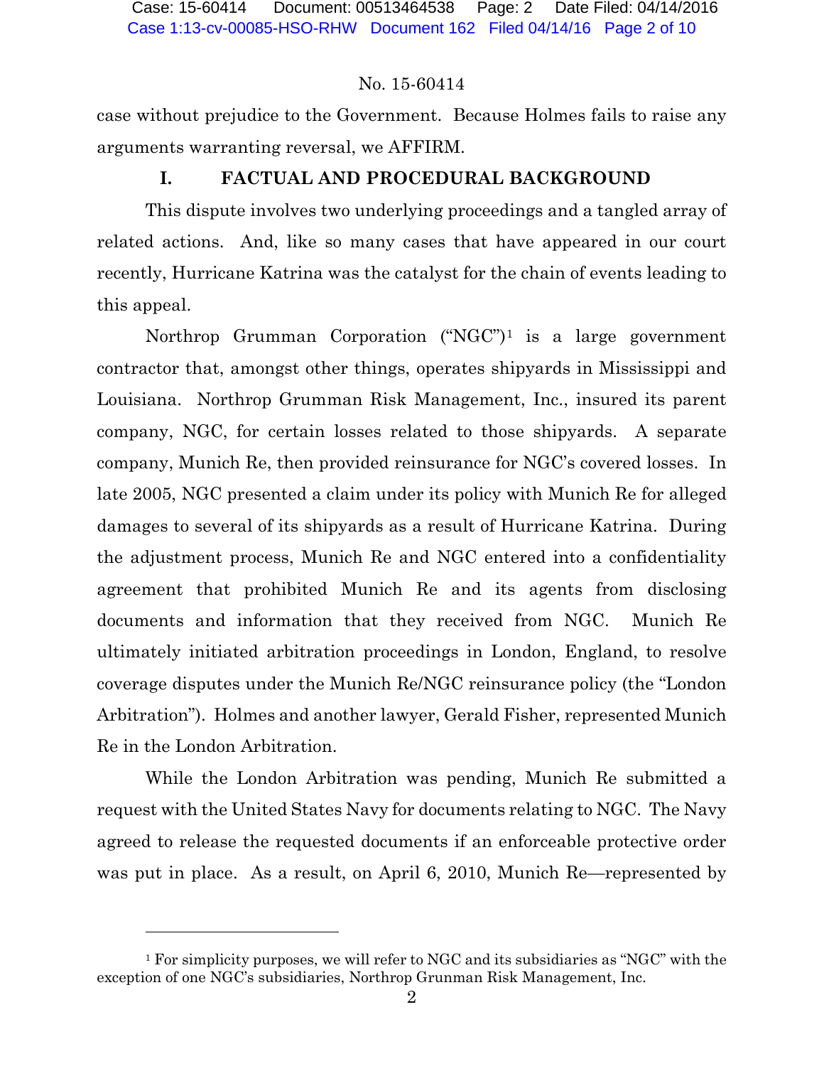case without prejudice to the Government. Because Holmes fails to raise any arguments warranting reversal, we AFFIRM.

## I. FACTUAL AND PROCEDURAL BACKGROUND

This dispute involves two underlying proceedings and a tangled array of related actions. And, like so many cases that have appeared in our court recently, Hurricane Katrina was the catalyst for the chain of events leading to this appeal.

Northrop Grumman Corporation ("NGC")[1] is a large government contractor that, amongst other things, operates shipyards in Mississippi and Louisiana. Northrop Grumman Risk Management, Inc., insured its parent company, NGC, for certain losses related to those shipyards. A separate company, Munich Re, then provided reinsurance for NGC's covered losses. In late 2005, NGC presented a claim under its policy with Munich Re for alleged damages to several of its shipyards as a result of Hurricane Katrina. During the adjustment process, Munich Re and NGC entered into a confidentiality agreement that prohibited Munich Re and its agents from disclosing documents and information that they received from NGC. Munich Re ultimately initiated arbitration proceedings in London, England, to resolve coverage disputes under the Munich Re/NGC reinsurance policy (the "London Arbitration"). Holmes and another lawyer, Gerald Fisher, represented Munich Re in the London Arbitration.

While the London Arbitration was pending, Munich Re submitted a request with the United States Navy for documents relating to NGC. The Navy agreed to release the requested documents if an enforceable protective order was put in place. As a result, on April 6, 2010, Munich Re—represented by

---

[1] For simplicity purposes, we will refer to NGC and its subsidiaries as "NGC" with the exception of one NGC's subsidiaries, Northrop Grunman Risk Management, Inc.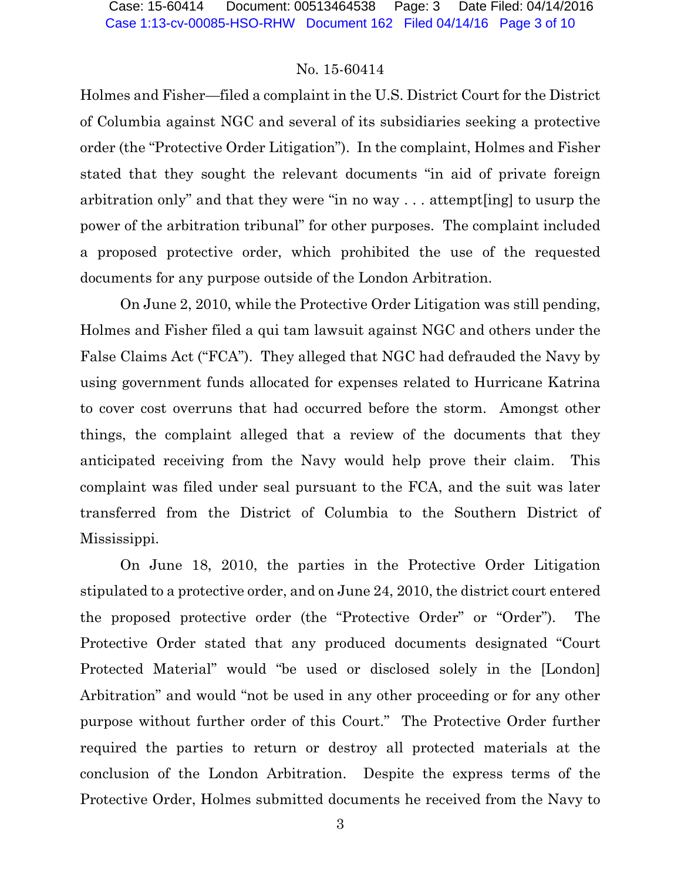Holmes and Fisher—filed a complaint in the U.S. District Court for the District of Columbia against NGC and several of its subsidiaries seeking a protective order (the "Protective Order Litigation"). In the complaint, Holmes and Fisher stated that they sought the relevant documents "in aid of private foreign arbitration only" and that they were "in no way . . . attempt[ing] to usurp the power of the arbitration tribunal" for other purposes. The complaint included a proposed protective order, which prohibited the use of the requested documents for any purpose outside of the London Arbitration.

On June 2, 2010, while the Protective Order Litigation was still pending, Holmes and Fisher filed a qui tam lawsuit against NGC and others under the False Claims Act ("FCA"). They alleged that NGC had defrauded the Navy by using government funds allocated for expenses related to Hurricane Katrina to cover cost overruns that had occurred before the storm. Amongst other things, the complaint alleged that a review of the documents that they anticipated receiving from the Navy would help prove their claim. This complaint was filed under seal pursuant to the FCA, and the suit was later transferred from the District of Columbia to the Southern District of Mississippi.

On June 18, 2010, the parties in the Protective Order Litigation stipulated to a protective order, and on June 24, 2010, the district court entered the proposed protective order (the "Protective Order" or "Order"). The Protective Order stated that any produced documents designated "Court Protected Material" would "be used or disclosed solely in the [London] Arbitration" and would "not be used in any other proceeding or for any other purpose without further order of this Court." The Protective Order further required the parties to return or destroy all protected materials at the conclusion of the London Arbitration. Despite the express terms of the Protective Order, Holmes submitted documents he received from the Navy to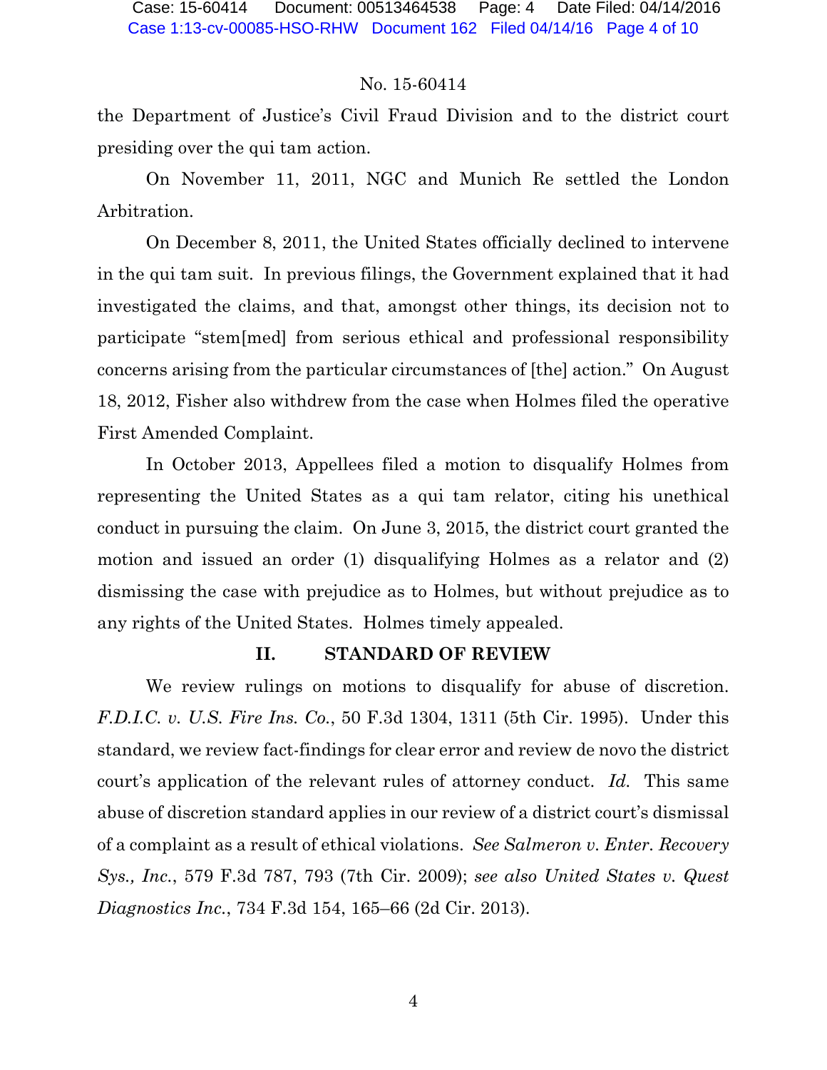the Department of Justice's Civil Fraud Division and to the district court presiding over the qui tam action.

On November 11, 2011, NGC and Munich Re settled the London Arbitration.

On December 8, 2011, the United States officially declined to intervene in the qui tam suit. In previous filings, the Government explained that it had investigated the claims, and that, amongst other things, its decision not to participate "stem[med] from serious ethical and professional responsibility concerns arising from the particular circumstances of [the] action." On August 18, 2012, Fisher also withdrew from the case when Holmes filed the operative First Amended Complaint.

In October 2013, Appellees filed a motion to disqualify Holmes from representing the United States as a qui tam relator, citing his unethical conduct in pursuing the claim. On June 3, 2015, the district court granted the motion and issued an order (1) disqualifying Holmes as a relator and (2) dismissing the case with prejudice as to Holmes, but without prejudice as to any rights of the United States. Holmes timely appealed.

## II. STANDARD OF REVIEW

We review rulings on motions to disqualify for abuse of discretion. *F.D.I.C. v. U.S. Fire Ins. Co.*, 50 F.3d 1304, 1311 (5th Cir. 1995). Under this standard, we review fact-findings for clear error and review de novo the district court's application of the relevant rules of attorney conduct. *Id.* This same abuse of discretion standard applies in our review of a district court's dismissal of a complaint as a result of ethical violations. *See Salmeron v. Enter. Recovery Sys., Inc.*, 579 F.3d 787, 793 (7th Cir. 2009); *see also United States v. Quest Diagnostics Inc.*, 734 F.3d 154, 165–66 (2d Cir. 2013).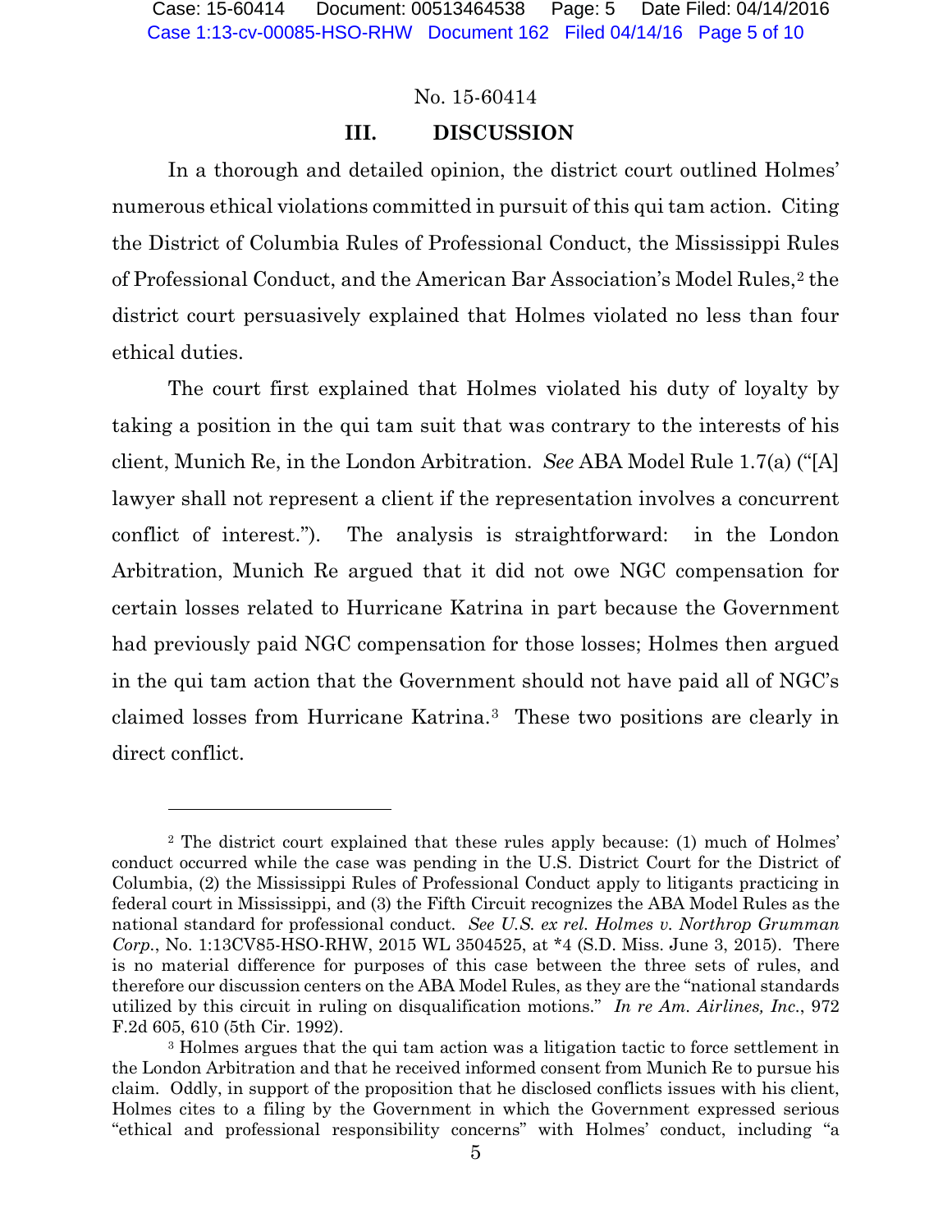No. 15-60414

## III. DISCUSSION

In a thorough and detailed opinion, the district court outlined Holmes' numerous ethical violations committed in pursuit of this qui tam action. Citing the District of Columbia Rules of Professional Conduct, the Mississippi Rules of Professional Conduct, and the American Bar Association's Model Rules,[2] the district court persuasively explained that Holmes violated no less than four ethical duties.

The court first explained that Holmes violated his duty of loyalty by taking a position in the qui tam suit that was contrary to the interests of his client, Munich Re, in the London Arbitration. *See* ABA Model Rule 1.7(a) ("[A] lawyer shall not represent a client if the representation involves a concurrent conflict of interest."). The analysis is straightforward: in the London Arbitration, Munich Re argued that it did not owe NGC compensation for certain losses related to Hurricane Katrina in part because the Government had previously paid NGC compensation for those losses; Holmes then argued in the qui tam action that the Government should not have paid all of NGC's claimed losses from Hurricane Katrina.[3] These two positions are clearly in direct conflict.

---

[2] The district court explained that these rules apply because: (1) much of Holmes' conduct occurred while the case was pending in the U.S. District Court for the District of Columbia, (2) the Mississippi Rules of Professional Conduct apply to litigants practicing in federal court in Mississippi, and (3) the Fifth Circuit recognizes the ABA Model Rules as the national standard for professional conduct. *See U.S. ex rel. Holmes v. Northrop Grumman Corp.*, No. 1:13CV85-HSO-RHW, 2015 WL 3504525, at *4 (S.D. Miss. June 3, 2015). There is no material difference for purposes of this case between the three sets of rules, and therefore our discussion centers on the ABA Model Rules, as they are the "national standards utilized by this circuit in ruling on disqualification motions." *In re Am. Airlines, Inc.*, 972 F.2d 605, 610 (5th Cir. 1992).

[3] Holmes argues that the qui tam action was a litigation tactic to force settlement in the London Arbitration and that he received informed consent from Munich Re to pursue his claim. Oddly, in support of the proposition that he disclosed conflicts issues with his client, Holmes cites to a filing by the Government in which the Government expressed serious "ethical and professional responsibility concerns" with Holmes' conduct, including "a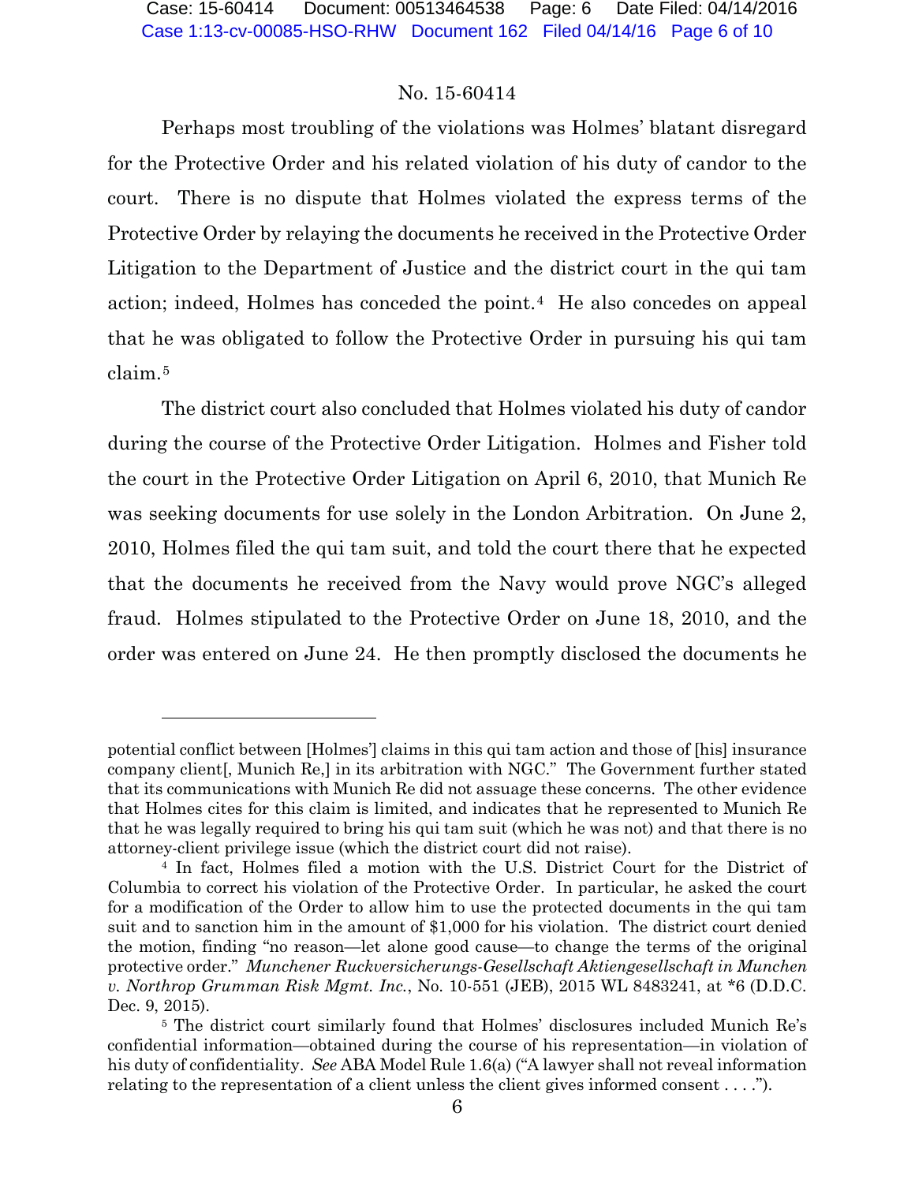Perhaps most troubling of the violations was Holmes' blatant disregard for the Protective Order and his related violation of his duty of candor to the court. There is no dispute that Holmes violated the express terms of the Protective Order by relaying the documents he received in the Protective Order Litigation to the Department of Justice and the district court in the qui tam action; indeed, Holmes has conceded the point.[4] He also concedes on appeal that he was obligated to follow the Protective Order in pursuing his qui tam claim.[5]

The district court also concluded that Holmes violated his duty of candor during the course of the Protective Order Litigation. Holmes and Fisher told the court in the Protective Order Litigation on April 6, 2010, that Munich Re was seeking documents for use solely in the London Arbitration. On June 2, 2010, Holmes filed the qui tam suit, and told the court there that he expected that the documents he received from the Navy would prove NGC's alleged fraud. Holmes stipulated to the Protective Order on June 18, 2010, and the order was entered on June 24. He then promptly disclosed the documents he

---

potential conflict between [Holmes'] claims in this qui tam action and those of [his] insurance company client[, Munich Re,] in its arbitration with NGC." The Government further stated that its communications with Munich Re did not assuage these concerns. The other evidence that Holmes cites for this claim is limited, and indicates that he represented to Munich Re that he was legally required to bring his qui tam suit (which he was not) and that there is no attorney-client privilege issue (which the district court did not raise).

[4] In fact, Holmes filed a motion with the U.S. District Court for the District of Columbia to correct his violation of the Protective Order. In particular, he asked the court for a modification of the Order to allow him to use the protected documents in the qui tam suit and to sanction him in the amount of $1,000 for his violation. The district court denied the motion, finding "no reason—let alone good cause—to change the terms of the original protective order." *Munchener Ruckversicherungs-Gesellschaft Aktiengesellschaft in Munchen v. Northrop Grumman Risk Mgmt. Inc.*, No. 10-551 (JEB), 2015 WL 8483241, at *6 (D.D.C. Dec. 9, 2015).

[5] The district court similarly found that Holmes' disclosures included Munich Re's confidential information—obtained during the course of his representation—in violation of his duty of confidentiality. *See* ABA Model Rule 1.6(a) ("A lawyer shall not reveal information relating to the representation of a client unless the client gives informed consent . . . .").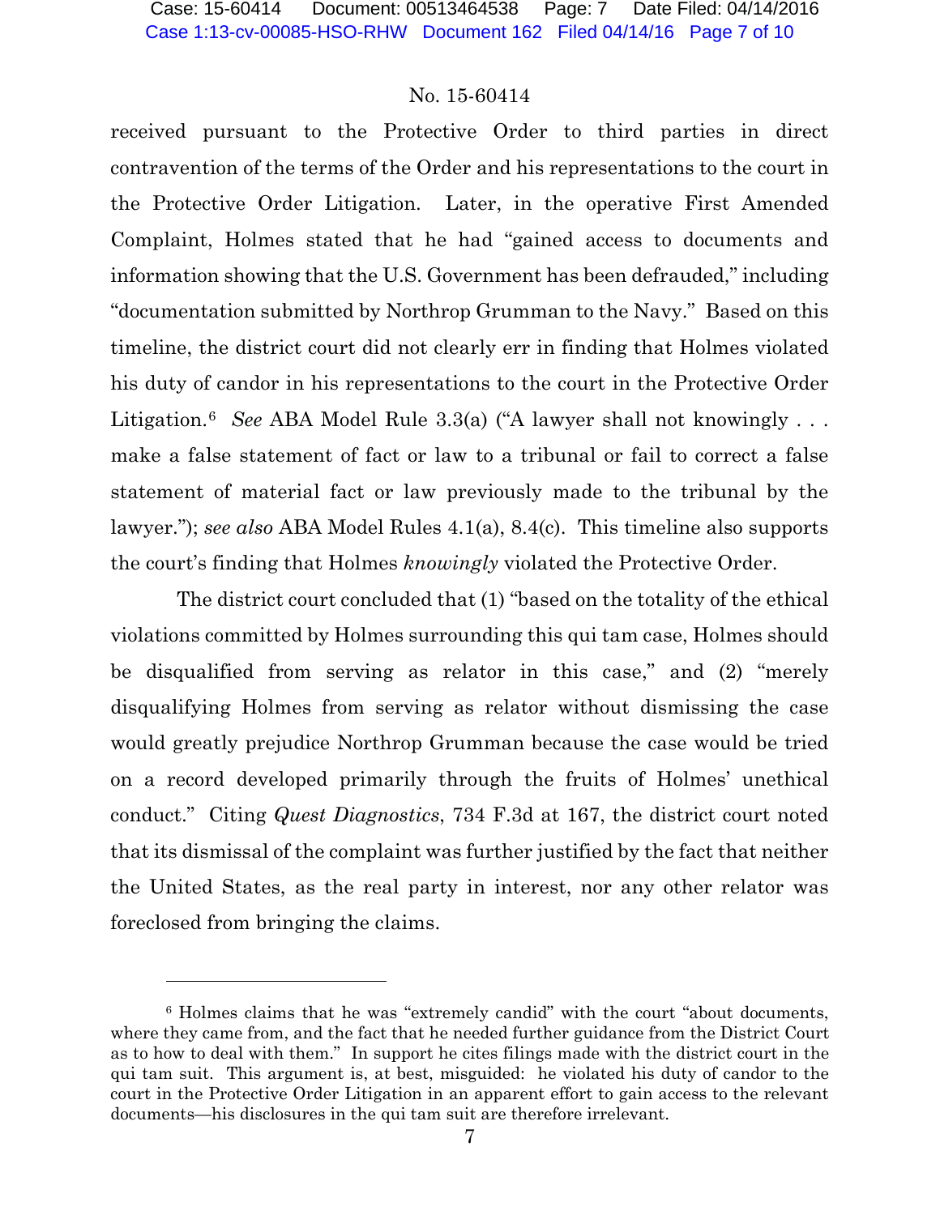received pursuant to the Protective Order to third parties in direct contravention of the terms of the Order and his representations to the court in the Protective Order Litigation. Later, in the operative First Amended Complaint, Holmes stated that he had "gained access to documents and information showing that the U.S. Government has been defrauded," including "documentation submitted by Northrop Grumman to the Navy." Based on this timeline, the district court did not clearly err in finding that Holmes violated his duty of candor in his representations to the court in the Protective Order Litigation.[6] *See* ABA Model Rule 3.3(a) ("A lawyer shall not knowingly . . . make a false statement of fact or law to a tribunal or fail to correct a false statement of material fact or law previously made to the tribunal by the lawyer."); *see also* ABA Model Rules 4.1(a), 8.4(c). This timeline also supports the court's finding that Holmes *knowingly* violated the Protective Order.

The district court concluded that (1) "based on the totality of the ethical violations committed by Holmes surrounding this qui tam case, Holmes should be disqualified from serving as relator in this case," and (2) "merely disqualifying Holmes from serving as relator without dismissing the case would greatly prejudice Northrop Grumman because the case would be tried on a record developed primarily through the fruits of Holmes' unethical conduct." Citing *Quest Diagnostics*, 734 F.3d at 167, the district court noted that its dismissal of the complaint was further justified by the fact that neither the United States, as the real party in interest, nor any other relator was foreclosed from bringing the claims.

---

[6] Holmes claims that he was "extremely candid" with the court "about documents, where they came from, and the fact that he needed further guidance from the District Court as to how to deal with them." In support he cites filings made with the district court in the qui tam suit. This argument is, at best, misguided: he violated his duty of candor to the court in the Protective Order Litigation in an apparent effort to gain access to the relevant documents—his disclosures in the qui tam suit are therefore irrelevant.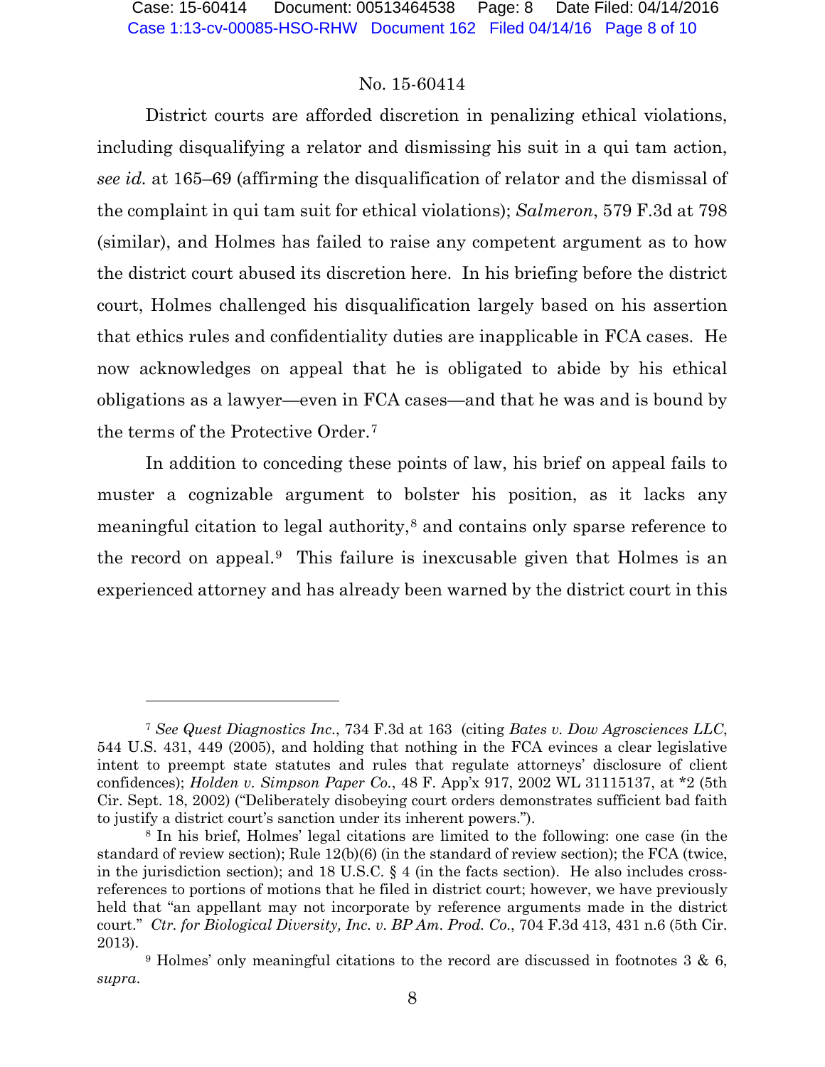No. 15-60414

District courts are afforded discretion in penalizing ethical violations, including disqualifying a relator and dismissing his suit in a qui tam action, *see id.* at 165–69 (affirming the disqualification of relator and the dismissal of the complaint in qui tam suit for ethical violations); *Salmeron*, 579 F.3d at 798 (similar), and Holmes has failed to raise any competent argument as to how the district court abused its discretion here. In his briefing before the district court, Holmes challenged his disqualification largely based on his assertion that ethics rules and confidentiality duties are inapplicable in FCA cases. He now acknowledges on appeal that he is obligated to abide by his ethical obligations as a lawyer—even in FCA cases—and that he was and is bound by the terms of the Protective Order.[7]

In addition to conceding these points of law, his brief on appeal fails to muster a cognizable argument to bolster his position, as it lacks any meaningful citation to legal authority,[8] and contains only sparse reference to the record on appeal.[9] This failure is inexcusable given that Holmes is an experienced attorney and has already been warned by the district court in this

---

[7] *See Quest Diagnostics Inc.*, 734 F.3d at 163 (citing *Bates v. Dow Agrosciences LLC*, 544 U.S. 431, 449 (2005), and holding that nothing in the FCA evinces a clear legislative intent to preempt state statutes and rules that regulate attorneys' disclosure of client confidences); *Holden v. Simpson Paper Co.*, 48 F. App'x 917, 2002 WL 31115137, at *2 (5th Cir. Sept. 18, 2002) ("Deliberately disobeying court orders demonstrates sufficient bad faith to justify a district court's sanction under its inherent powers.").

[8] In his brief, Holmes' legal citations are limited to the following: one case (in the standard of review section); Rule 12(b)(6) (in the standard of review section); the FCA (twice, in the jurisdiction section); and 18 U.S.C. § 4 (in the facts section). He also includes cross-references to portions of motions that he filed in district court; however, we have previously held that "an appellant may not incorporate by reference arguments made in the district court." *Ctr. for Biological Diversity, Inc. v. BP Am. Prod. Co.*, 704 F.3d 413, 431 n.6 (5th Cir. 2013).

[9] Holmes' only meaningful citations to the record are discussed in footnotes 3 & 6, *supra*.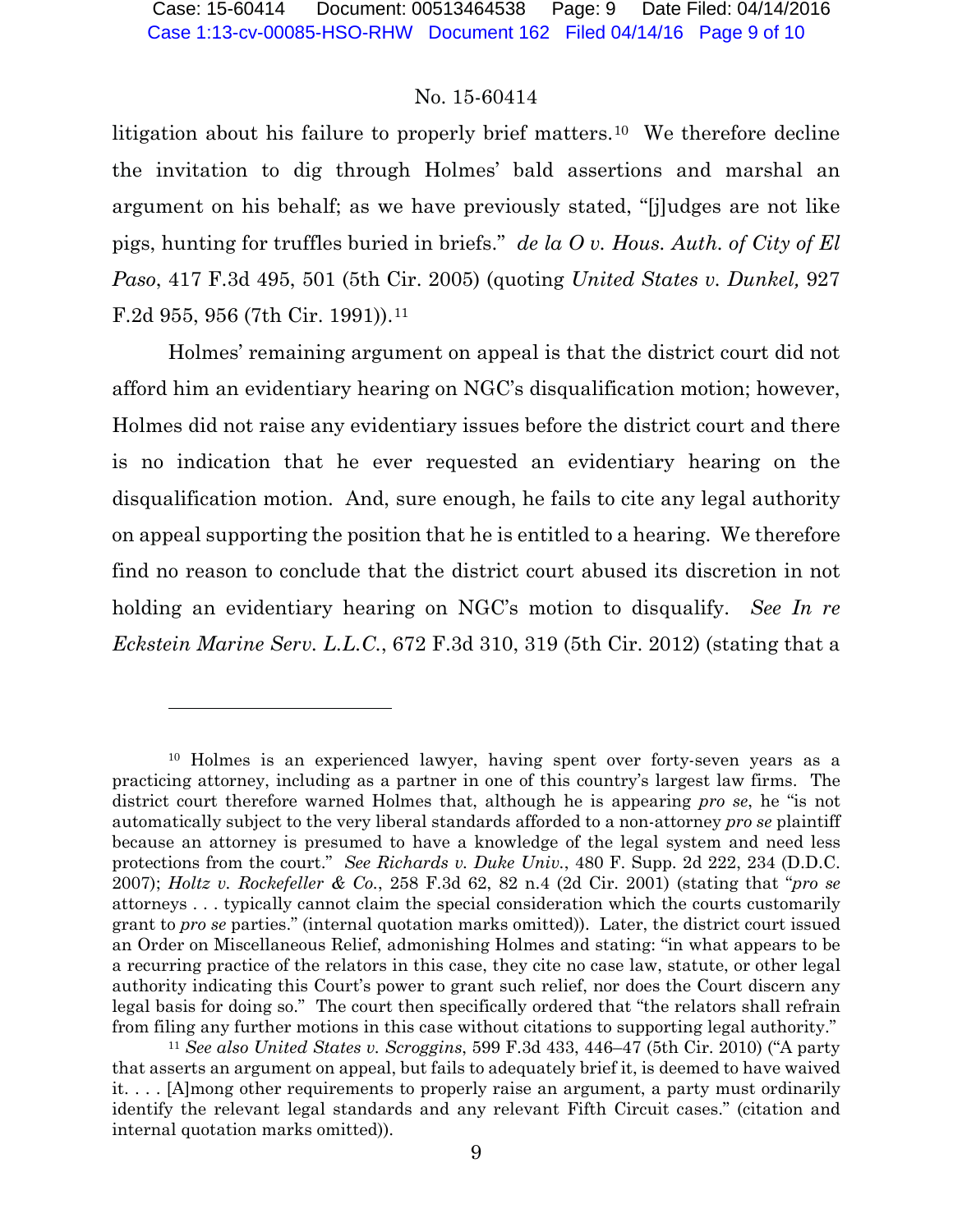litigation about his failure to properly brief matters.[10] We therefore decline the invitation to dig through Holmes' bald assertions and marshal an argument on his behalf; as we have previously stated, "[j]udges are not like pigs, hunting for truffles buried in briefs." *de la O v. Hous. Auth. of City of El Paso*, 417 F.3d 495, 501 (5th Cir. 2005) (quoting *United States v. Dunkel,* 927 F.2d 955, 956 (7th Cir. 1991)).[11]

Holmes' remaining argument on appeal is that the district court did not afford him an evidentiary hearing on NGC's disqualification motion; however, Holmes did not raise any evidentiary issues before the district court and there is no indication that he ever requested an evidentiary hearing on the disqualification motion. And, sure enough, he fails to cite any legal authority on appeal supporting the position that he is entitled to a hearing. We therefore find no reason to conclude that the district court abused its discretion in not holding an evidentiary hearing on NGC's motion to disqualify. *See In re Eckstein Marine Serv. L.L.C.*, 672 F.3d 310, 319 (5th Cir. 2012) (stating that a

---

[10] Holmes is an experienced lawyer, having spent over forty-seven years as a practicing attorney, including as a partner in one of this country's largest law firms. The district court therefore warned Holmes that, although he is appearing *pro se*, he "is not automatically subject to the very liberal standards afforded to a non-attorney *pro se* plaintiff because an attorney is presumed to have a knowledge of the legal system and need less protections from the court." *See Richards v. Duke Univ.*, 480 F. Supp. 2d 222, 234 (D.D.C. 2007); *Holtz v. Rockefeller & Co.*, 258 F.3d 62, 82 n.4 (2d Cir. 2001) (stating that "*pro se* attorneys . . . typically cannot claim the special consideration which the courts customarily grant to *pro se* parties." (internal quotation marks omitted)). Later, the district court issued an Order on Miscellaneous Relief, admonishing Holmes and stating: "in what appears to be a recurring practice of the relators in this case, they cite no case law, statute, or other legal authority indicating this Court's power to grant such relief, nor does the Court discern any legal basis for doing so." The court then specifically ordered that "the relators shall refrain from filing any further motions in this case without citations to supporting legal authority."

[11] *See also United States v. Scroggins*, 599 F.3d 433, 446–47 (5th Cir. 2010) ("A party that asserts an argument on appeal, but fails to adequately brief it, is deemed to have waived it. . . . [A]mong other requirements to properly raise an argument, a party must ordinarily identify the relevant legal standards and any relevant Fifth Circuit cases." (citation and internal quotation marks omitted)).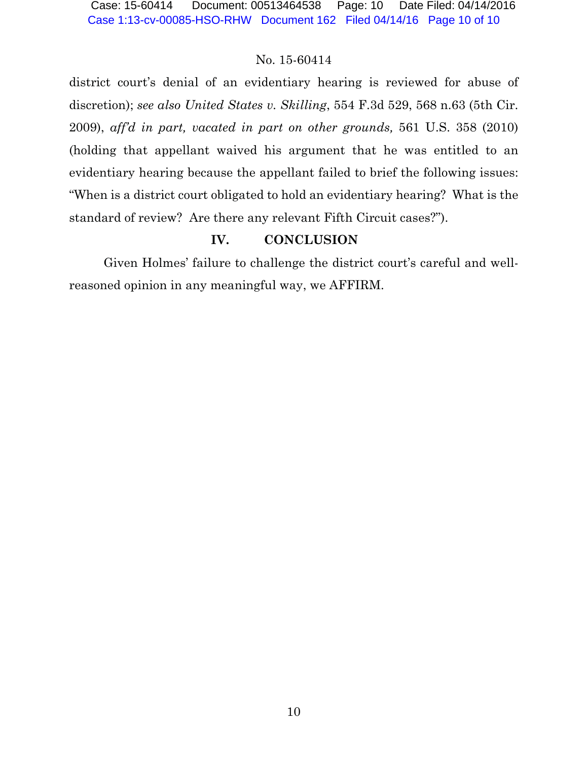district court's denial of an evidentiary hearing is reviewed for abuse of discretion); *see also United States v. Skilling*, 554 F.3d 529, 568 n.63 (5th Cir. 2009), *aff'd in part, vacated in part on other grounds,* 561 U.S. 358 (2010) (holding that appellant waived his argument that he was entitled to an evidentiary hearing because the appellant failed to brief the following issues: "When is a district court obligated to hold an evidentiary hearing? What is the standard of review? Are there any relevant Fifth Circuit cases?").

## IV. CONCLUSION

Given Holmes' failure to challenge the district court's careful and well-reasoned opinion in any meaningful way, we AFFIRM.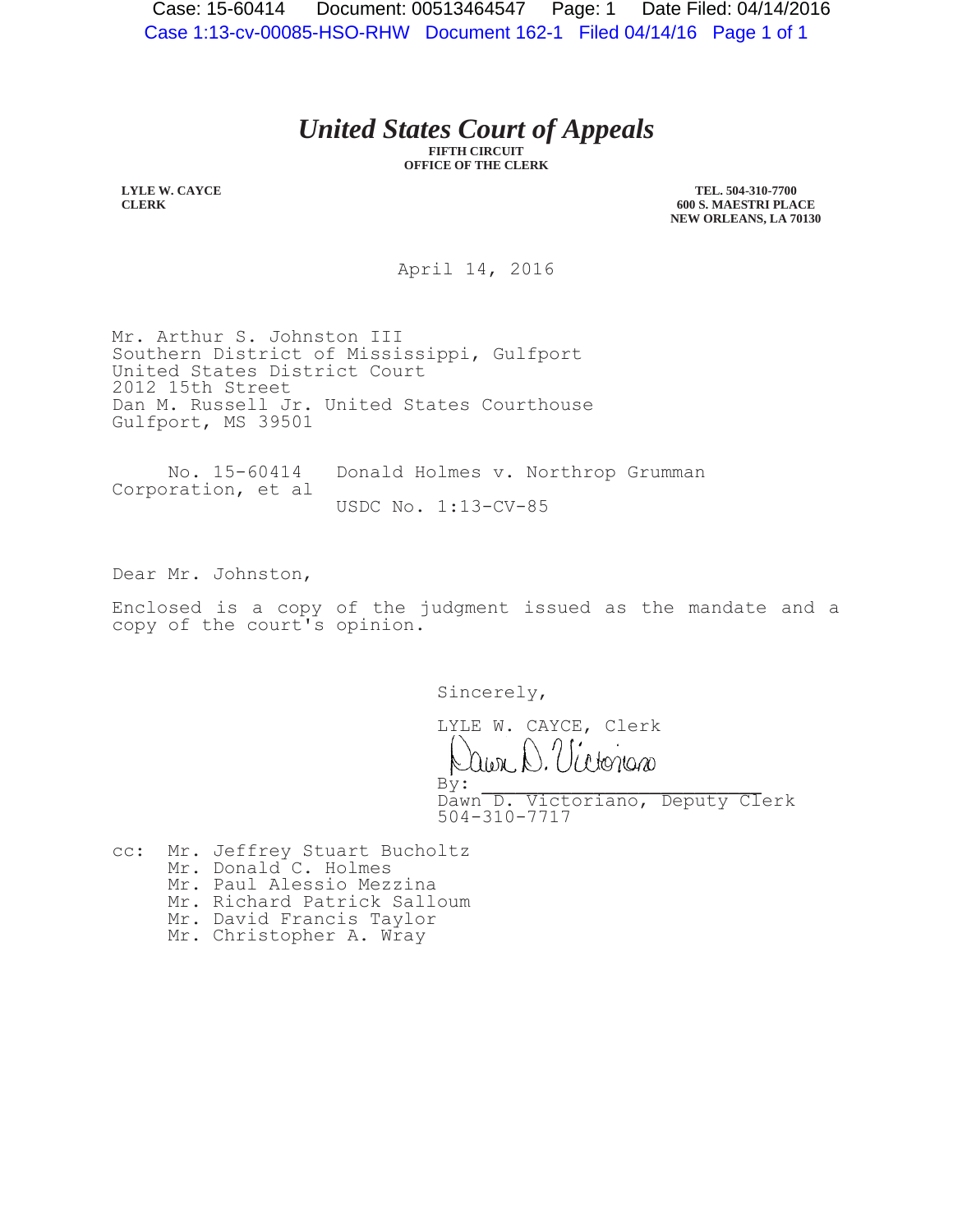# *United States Court of Appeals*

**FIFTH CIRCUIT**
**OFFICE OF THE CLERK**

**LYLE W. CAYCE**
**CLERK**

**TEL. 504-310-7700**
**600 S. MAESTRI PLACE**
**NEW ORLEANS, LA 70130**

April 14, 2016

Mr. Arthur S. Johnston III
Southern District of Mississippi, Gulfport
United States District Court
2012 15th Street
Dan M. Russell Jr. United States Courthouse
Gulfport, MS 39501

No. 15-60414 Donald Holmes v. Northrop Grumman Corporation, et al
USDC No. 1:13-CV-85

Dear Mr. Johnston,

Enclosed is a copy of the judgment issued as the mandate and a copy of the court's opinion.

Sincerely,

LYLE W. CAYCE, Clerk

By: Dawn D. Victoriano
Dawn D. Victoriano, Deputy Clerk
504-310-7717

cc: Mr. Jeffrey Stuart Bucholtz
Mr. Donald C. Holmes
Mr. Paul Alessio Mezzina
Mr. Richard Patrick Salloum
Mr. David Francis Taylor
Mr. Christopher A. Wray